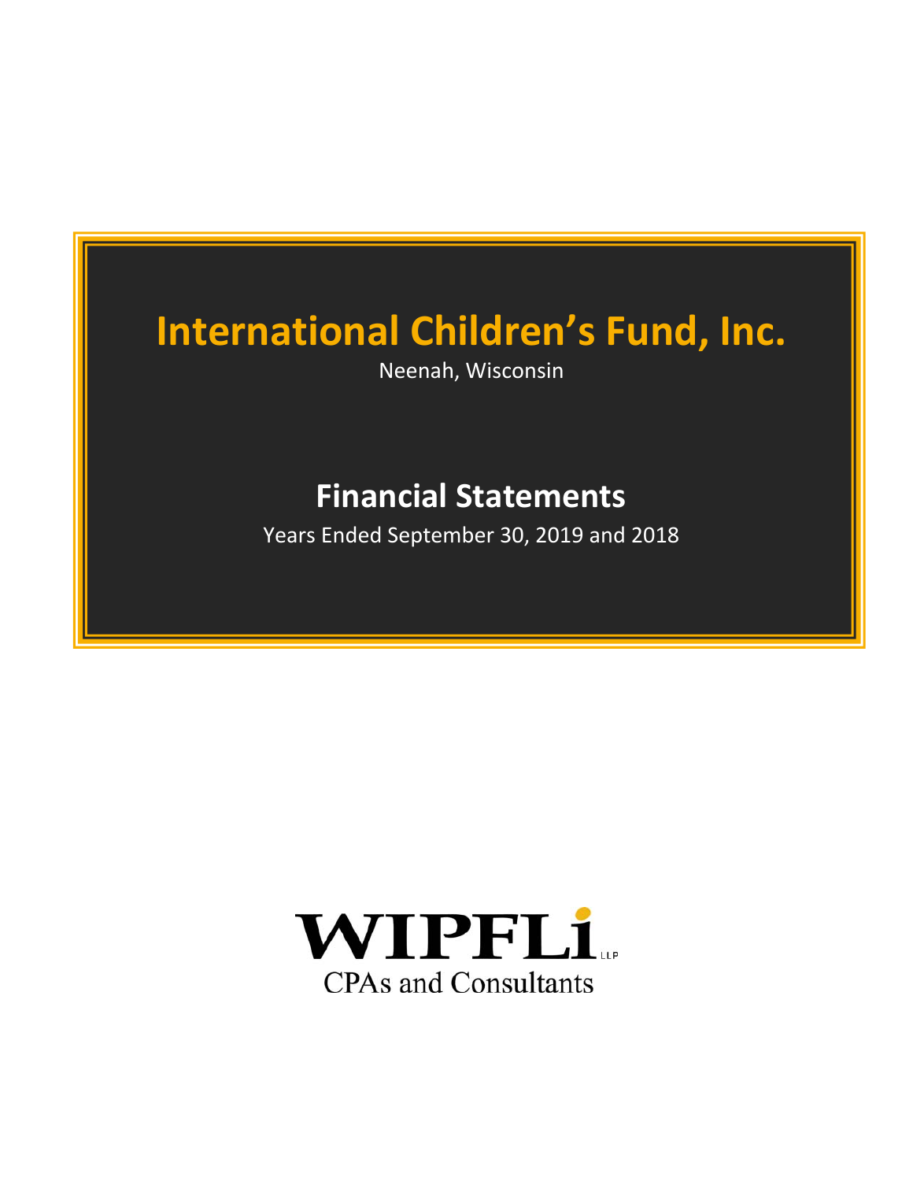# International Children's Fund, Inc.

Neenah, Wisconsin

## Financial Statements

Years Ended September 30, 2019 and 2018

WIPFLi LLP

CPAs and Consultants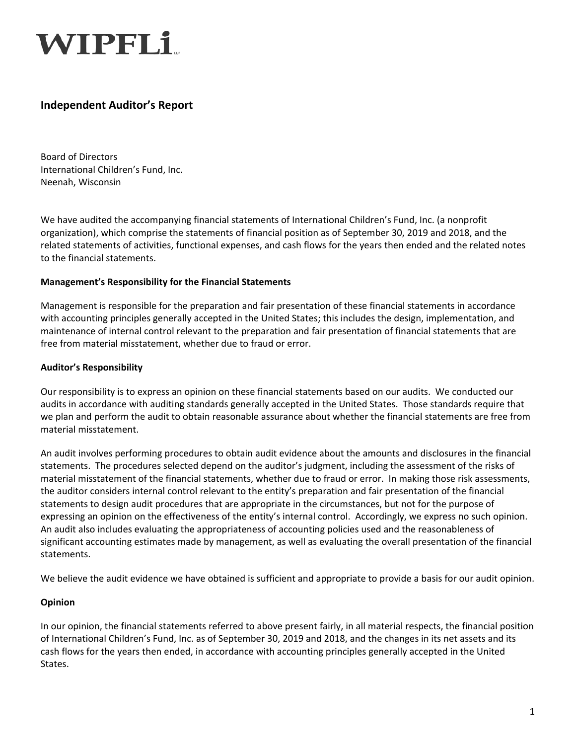WIPFLi LLP

## Independent Auditor's Report

Board of Directors
International Children's Fund, Inc.
Neenah, Wisconsin

We have audited the accompanying financial statements of International Children's Fund, Inc. (a nonprofit organization), which comprise the statements of financial position as of September 30, 2019 and 2018, and the related statements of activities, functional expenses, and cash flows for the years then ended and the related notes to the financial statements.

**Management's Responsibility for the Financial Statements**

Management is responsible for the preparation and fair presentation of these financial statements in accordance with accounting principles generally accepted in the United States; this includes the design, implementation, and maintenance of internal control relevant to the preparation and fair presentation of financial statements that are free from material misstatement, whether due to fraud or error.

**Auditor's Responsibility**

Our responsibility is to express an opinion on these financial statements based on our audits. We conducted our audits in accordance with auditing standards generally accepted in the United States. Those standards require that we plan and perform the audit to obtain reasonable assurance about whether the financial statements are free from material misstatement.

An audit involves performing procedures to obtain audit evidence about the amounts and disclosures in the financial statements. The procedures selected depend on the auditor's judgment, including the assessment of the risks of material misstatement of the financial statements, whether due to fraud or error. In making those risk assessments, the auditor considers internal control relevant to the entity's preparation and fair presentation of the financial statements to design audit procedures that are appropriate in the circumstances, but not for the purpose of expressing an opinion on the effectiveness of the entity's internal control. Accordingly, we express no such opinion. An audit also includes evaluating the appropriateness of accounting policies used and the reasonableness of significant accounting estimates made by management, as well as evaluating the overall presentation of the financial statements.

We believe the audit evidence we have obtained is sufficient and appropriate to provide a basis for our audit opinion.

**Opinion**

In our opinion, the financial statements referred to above present fairly, in all material respects, the financial position of International Children's Fund, Inc. as of September 30, 2019 and 2018, and the changes in its net assets and its cash flows for the years then ended, in accordance with accounting principles generally accepted in the United States.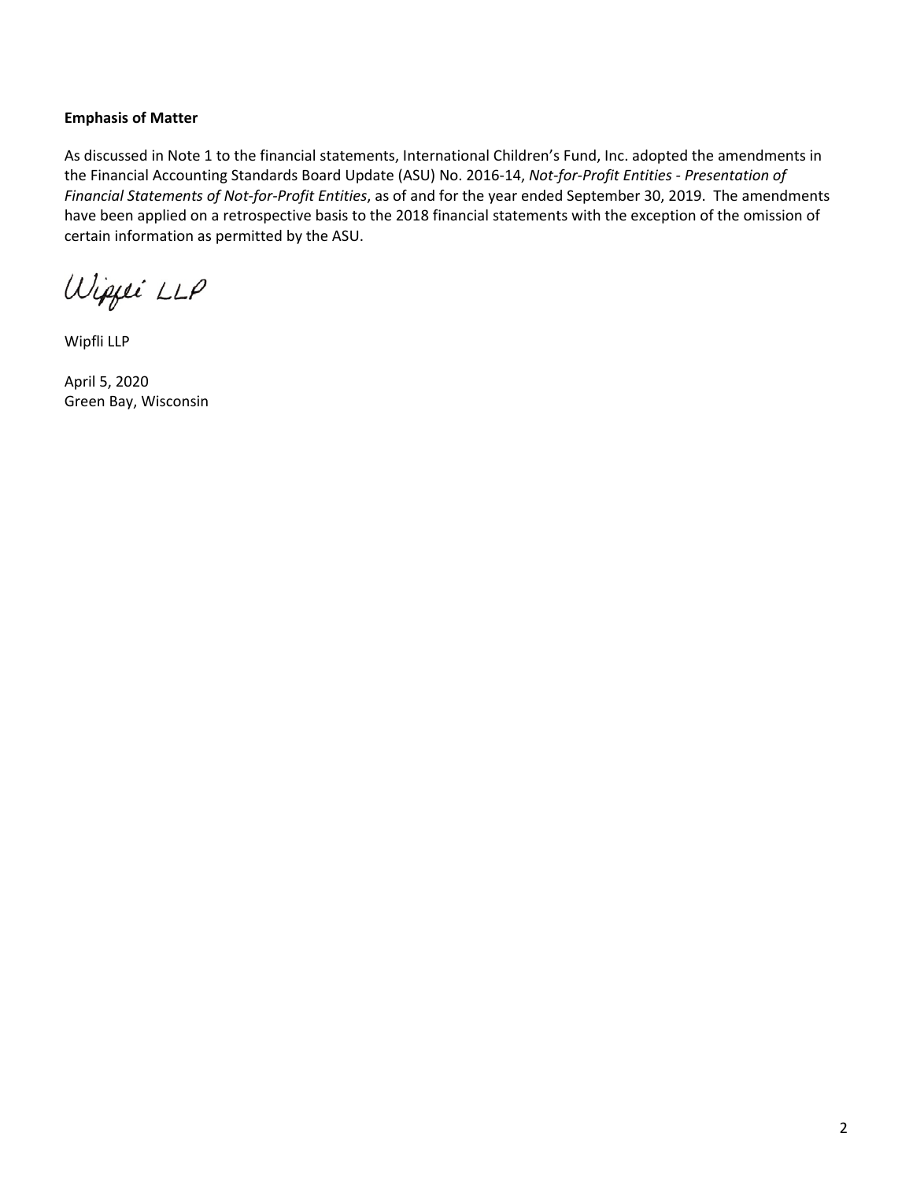**Emphasis of Matter**

As discussed in Note 1 to the financial statements, International Children's Fund, Inc. adopted the amendments in the Financial Accounting Standards Board Update (ASU) No. 2016-14, *Not-for-Profit Entities - Presentation of Financial Statements of Not-for-Profit Entities*, as of and for the year ended September 30, 2019. The amendments have been applied on a retrospective basis to the 2018 financial statements with the exception of the omission of certain information as permitted by the ASU.

Wipfli LLP

Wipfli LLP

April 5, 2020
Green Bay, Wisconsin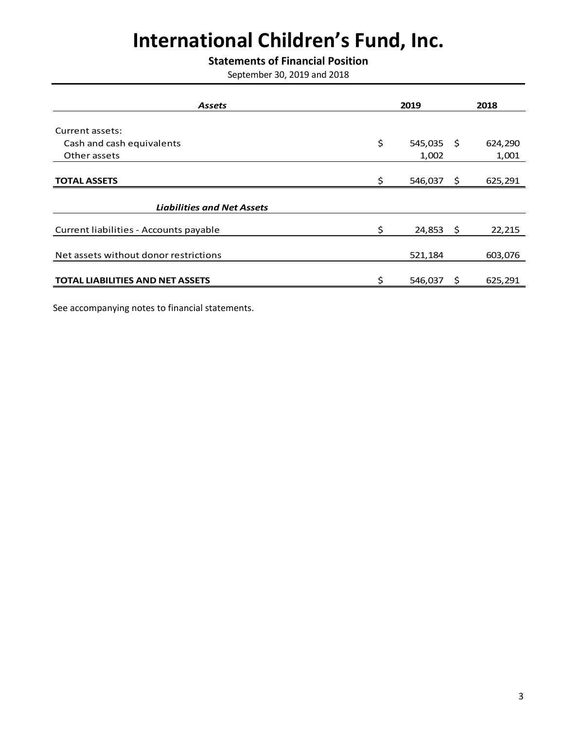# International Children's Fund, Inc.

**Statements of Financial Position**

September 30, 2019 and 2018

| ***Assets*** | **2019** | **2018** |
|---|---|---|
| Current assets: | | |
| Cash and cash equivalents | $ 545,035 | $ 624,290 |
| Other assets | 1,002 | 1,001 |
| **TOTAL ASSETS** | $ 546,037 | $ 625,291 |
| ***Liabilities and Net Assets*** | | |
| Current liabilities - Accounts payable | $ 24,853 | $ 22,215 |
| Net assets without donor restrictions | 521,184 | 603,076 |
| **TOTAL LIABILITIES AND NET ASSETS** | $ 546,037 | $ 625,291 |

See accompanying notes to financial statements.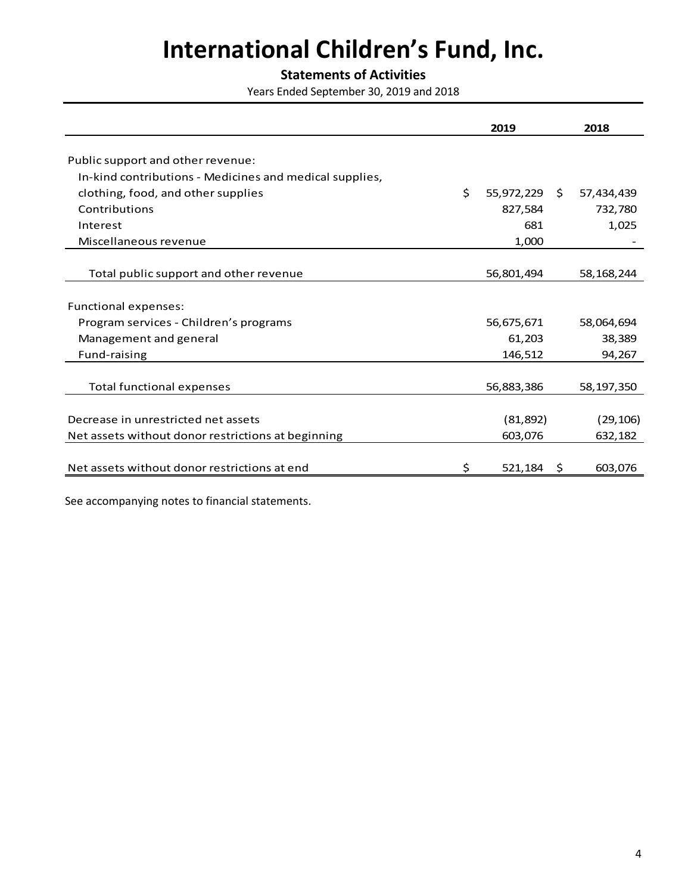# International Children's Fund, Inc.

**Statements of Activities**

Years Ended September 30, 2019 and 2018

| | 2019 | 2018 |
|---|---|---|
| Public support and other revenue: | | |
| In-kind contributions - Medicines and medical supplies, clothing, food, and other supplies | $ 55,972,229 | $ 57,434,439 |
| Contributions | 827,584 | 732,780 |
| Interest | 681 | 1,025 |
| Miscellaneous revenue | 1,000 | - |
| Total public support and other revenue | 56,801,494 | 58,168,244 |
| Functional expenses: | | |
| Program services - Children's programs | 56,675,671 | 58,064,694 |
| Management and general | 61,203 | 38,389 |
| Fund-raising | 146,512 | 94,267 |
| Total functional expenses | 56,883,386 | 58,197,350 |
| Decrease in unrestricted net assets | (81,892) | (29,106) |
| Net assets without donor restrictions at beginning | 603,076 | 632,182 |
| Net assets without donor restrictions at end | $ 521,184 | $ 603,076 |

See accompanying notes to financial statements.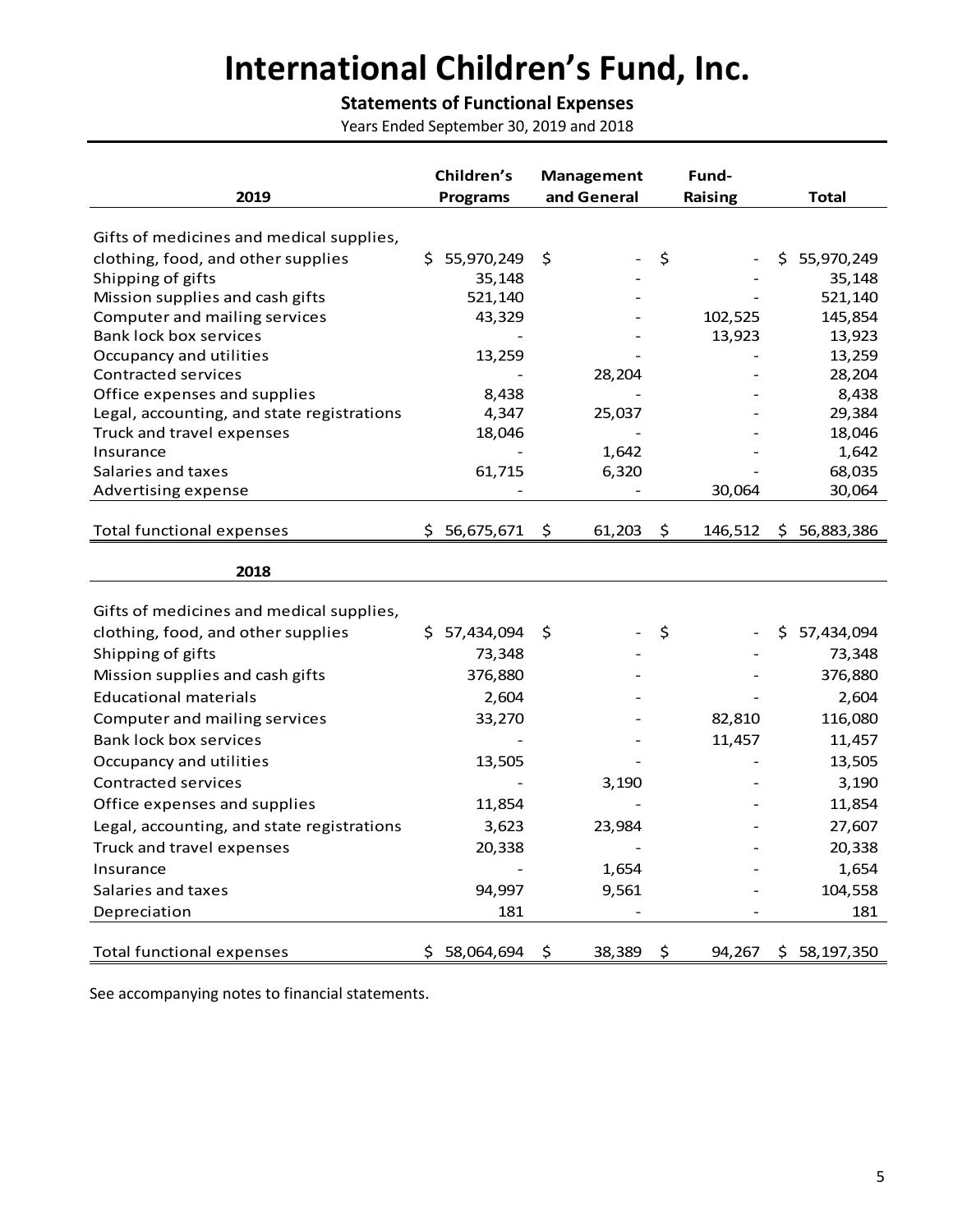# International Children's Fund, Inc.

**Statements of Functional Expenses**

Years Ended September 30, 2019 and 2018

| 2019 | Children's Programs | Management and General | Fund-Raising | Total |
|---|---|---|---|---|
| Gifts of medicines and medical supplies, clothing, food, and other supplies | $ 55,970,249 | $ - | $ - | $ 55,970,249 |
| Shipping of gifts | 35,148 | - | - | 35,148 |
| Mission supplies and cash gifts | 521,140 | - | - | 521,140 |
| Computer and mailing services | 43,329 | - | 102,525 | 145,854 |
| Bank lock box services | - | - | 13,923 | 13,923 |
| Occupancy and utilities | 13,259 | - | - | 13,259 |
| Contracted services | - | 28,204 | - | 28,204 |
| Office expenses and supplies | 8,438 | - | - | 8,438 |
| Legal, accounting, and state registrations | 4,347 | 25,037 | - | 29,384 |
| Truck and travel expenses | 18,046 | - | - | 18,046 |
| Insurance | - | 1,642 | - | 1,642 |
| Salaries and taxes | 61,715 | 6,320 | - | 68,035 |
| Advertising expense | - | - | 30,064 | 30,064 |
| Total functional expenses | $ 56,675,671 | $ 61,203 | $ 146,512 | $ 56,883,386 |

| 2018 | Children's Programs | Management and General | Fund-Raising | Total |
|---|---|---|---|---|
| Gifts of medicines and medical supplies, clothing, food, and other supplies | $ 57,434,094 | $ - | $ - | $ 57,434,094 |
| Shipping of gifts | 73,348 | - | - | 73,348 |
| Mission supplies and cash gifts | 376,880 | - | - | 376,880 |
| Educational materials | 2,604 | - | - | 2,604 |
| Computer and mailing services | 33,270 | - | 82,810 | 116,080 |
| Bank lock box services | - | - | 11,457 | 11,457 |
| Occupancy and utilities | 13,505 | - | - | 13,505 |
| Contracted services | - | 3,190 | - | 3,190 |
| Office expenses and supplies | 11,854 | - | - | 11,854 |
| Legal, accounting, and state registrations | 3,623 | 23,984 | - | 27,607 |
| Truck and travel expenses | 20,338 | - | - | 20,338 |
| Insurance | - | 1,654 | - | 1,654 |
| Salaries and taxes | 94,997 | 9,561 | - | 104,558 |
| Depreciation | 181 | - | - | 181 |
| Total functional expenses | $ 58,064,694 | $ 38,389 | $ 94,267 | $ 58,197,350 |

See accompanying notes to financial statements.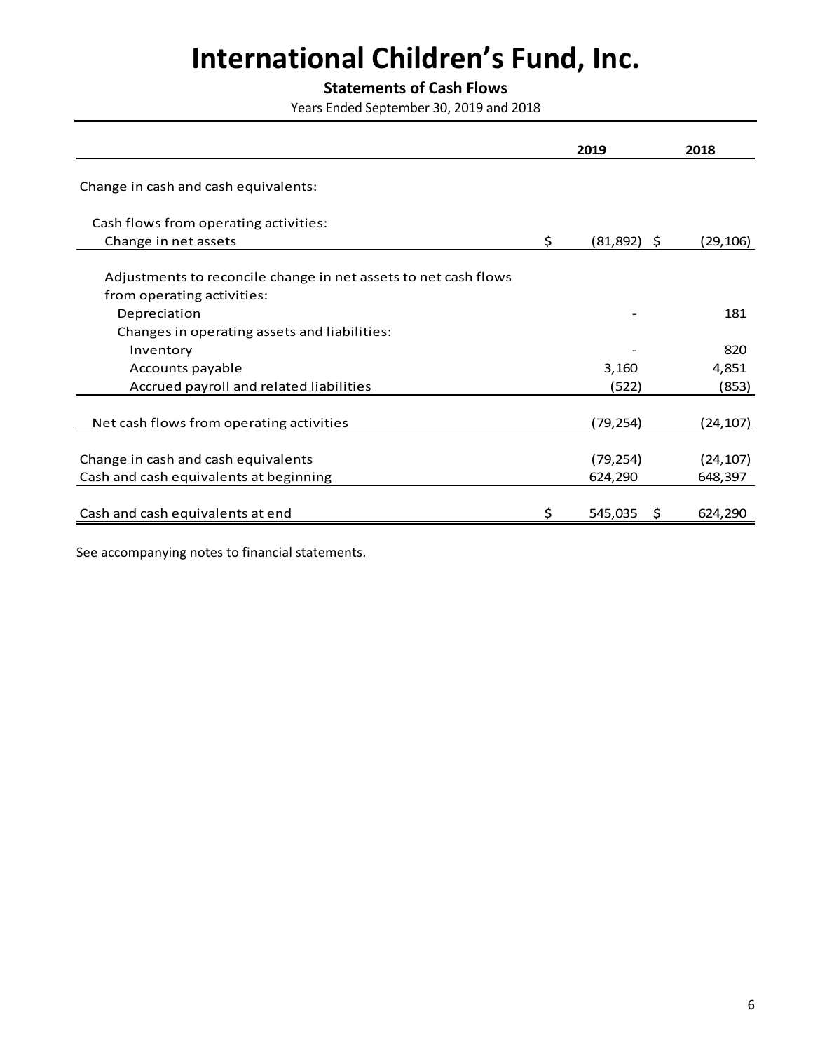# International Children's Fund, Inc.

**Statements of Cash Flows**

Years Ended September 30, 2019 and 2018

| | 2019 | 2018 |
|---|---|---|
| Change in cash and cash equivalents: | | |
| Cash flows from operating activities: | | |
| Change in net assets | $ (81,892) | $ (29,106) |
| Adjustments to reconcile change in net assets to net cash flows from operating activities: | | |
| Depreciation | - | 181 |
| Changes in operating assets and liabilities: | | |
| Inventory | - | 820 |
| Accounts payable | 3,160 | 4,851 |
| Accrued payroll and related liabilities | (522) | (853) |
| Net cash flows from operating activities | (79,254) | (24,107) |
| Change in cash and cash equivalents | (79,254) | (24,107) |
| Cash and cash equivalents at beginning | 624,290 | 648,397 |
| Cash and cash equivalents at end | $ 545,035 | $ 624,290 |

See accompanying notes to financial statements.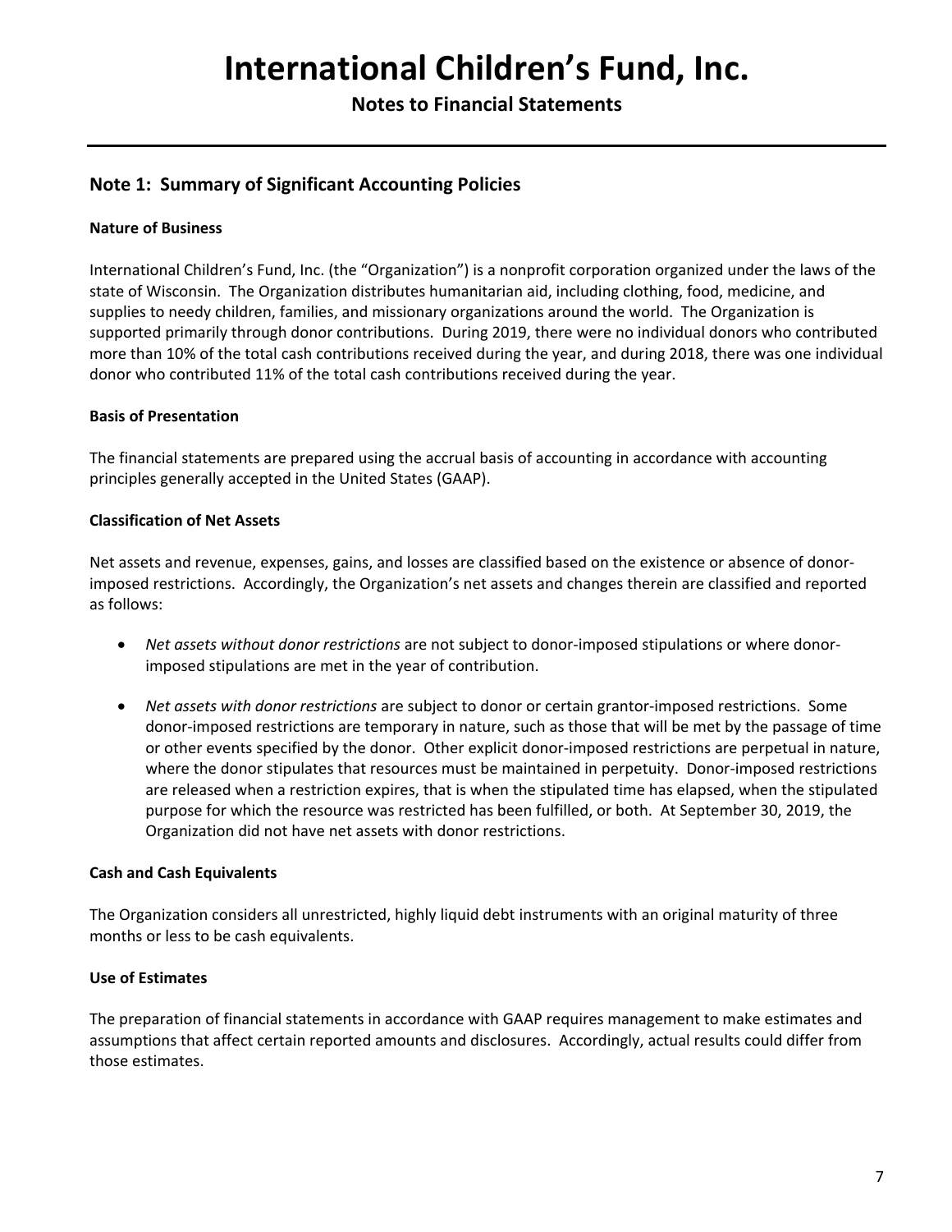# International Children's Fund, Inc.

## Notes to Financial Statements

### Note 1: Summary of Significant Accounting Policies

**Nature of Business**

International Children's Fund, Inc. (the "Organization") is a nonprofit corporation organized under the laws of the state of Wisconsin. The Organization distributes humanitarian aid, including clothing, food, medicine, and supplies to needy children, families, and missionary organizations around the world. The Organization is supported primarily through donor contributions. During 2019, there were no individual donors who contributed more than 10% of the total cash contributions received during the year, and during 2018, there was one individual donor who contributed 11% of the total cash contributions received during the year.

**Basis of Presentation**

The financial statements are prepared using the accrual basis of accounting in accordance with accounting principles generally accepted in the United States (GAAP).

**Classification of Net Assets**

Net assets and revenue, expenses, gains, and losses are classified based on the existence or absence of donor-imposed restrictions. Accordingly, the Organization's net assets and changes therein are classified and reported as follows:

- *Net assets without donor restrictions* are not subject to donor-imposed stipulations or where donor-imposed stipulations are met in the year of contribution.

- *Net assets with donor restrictions* are subject to donor or certain grantor-imposed restrictions. Some donor-imposed restrictions are temporary in nature, such as those that will be met by the passage of time or other events specified by the donor. Other explicit donor-imposed restrictions are perpetual in nature, where the donor stipulates that resources must be maintained in perpetuity. Donor-imposed restrictions are released when a restriction expires, that is when the stipulated time has elapsed, when the stipulated purpose for which the resource was restricted has been fulfilled, or both. At September 30, 2019, the Organization did not have net assets with donor restrictions.

**Cash and Cash Equivalents**

The Organization considers all unrestricted, highly liquid debt instruments with an original maturity of three months or less to be cash equivalents.

**Use of Estimates**

The preparation of financial statements in accordance with GAAP requires management to make estimates and assumptions that affect certain reported amounts and disclosures. Accordingly, actual results could differ from those estimates.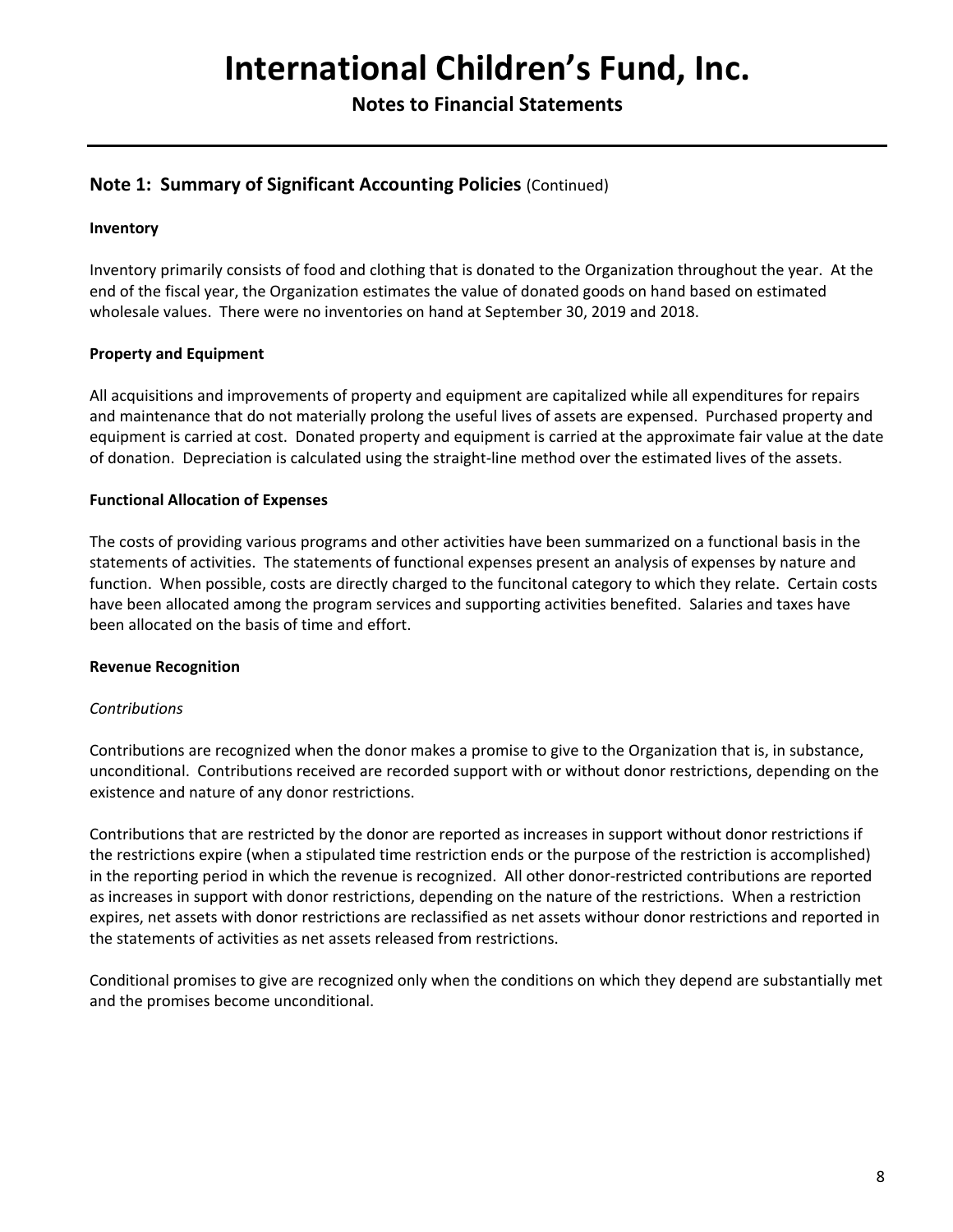# International Children's Fund, Inc.

## Notes to Financial Statements

### Note 1: Summary of Significant Accounting Policies (Continued)

**Inventory**

Inventory primarily consists of food and clothing that is donated to the Organization throughout the year. At the end of the fiscal year, the Organization estimates the value of donated goods on hand based on estimated wholesale values. There were no inventories on hand at September 30, 2019 and 2018.

**Property and Equipment**

All acquisitions and improvements of property and equipment are capitalized while all expenditures for repairs and maintenance that do not materially prolong the useful lives of assets are expensed. Purchased property and equipment is carried at cost. Donated property and equipment is carried at the approximate fair value at the date of donation. Depreciation is calculated using the straight-line method over the estimated lives of the assets.

**Functional Allocation of Expenses**

The costs of providing various programs and other activities have been summarized on a functional basis in the statements of activities. The statements of functional expenses present an analysis of expenses by nature and function. When possible, costs are directly charged to the funcitonal category to which they relate. Certain costs have been allocated among the program services and supporting activities benefited. Salaries and taxes have been allocated on the basis of time and effort.

**Revenue Recognition**

*Contributions*

Contributions are recognized when the donor makes a promise to give to the Organization that is, in substance, unconditional. Contributions received are recorded support with or without donor restrictions, depending on the existence and nature of any donor restrictions.

Contributions that are restricted by the donor are reported as increases in support without donor restrictions if the restrictions expire (when a stipulated time restriction ends or the purpose of the restriction is accomplished) in the reporting period in which the revenue is recognized. All other donor-restricted contributions are reported as increases in support with donor restrictions, depending on the nature of the restrictions. When a restriction expires, net assets with donor restrictions are reclassified as net assets withour donor restrictions and reported in the statements of activities as net assets released from restrictions.

Conditional promises to give are recognized only when the conditions on which they depend are substantially met and the promises become unconditional.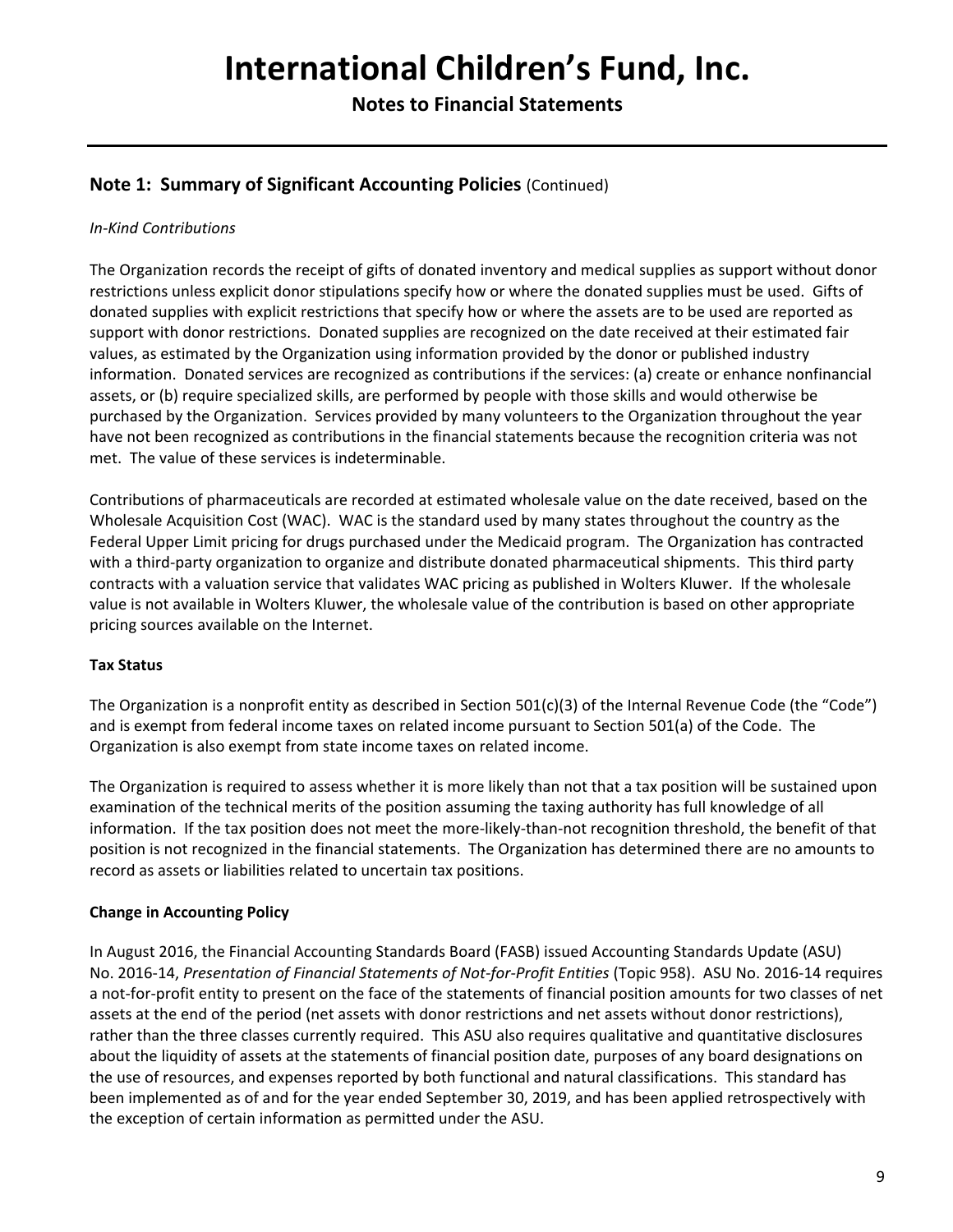# International Children's Fund, Inc.

## Notes to Financial Statements

### Note 1: Summary of Significant Accounting Policies (Continued)

*In-Kind Contributions*

The Organization records the receipt of gifts of donated inventory and medical supplies as support without donor restrictions unless explicit donor stipulations specify how or where the donated supplies must be used. Gifts of donated supplies with explicit restrictions that specify how or where the assets are to be used are reported as support with donor restrictions. Donated supplies are recognized on the date received at their estimated fair values, as estimated by the Organization using information provided by the donor or published industry information. Donated services are recognized as contributions if the services: (a) create or enhance nonfinancial assets, or (b) require specialized skills, are performed by people with those skills and would otherwise be purchased by the Organization. Services provided by many volunteers to the Organization throughout the year have not been recognized as contributions in the financial statements because the recognition criteria was not met. The value of these services is indeterminable.

Contributions of pharmaceuticals are recorded at estimated wholesale value on the date received, based on the Wholesale Acquisition Cost (WAC). WAC is the standard used by many states throughout the country as the Federal Upper Limit pricing for drugs purchased under the Medicaid program. The Organization has contracted with a third-party organization to organize and distribute donated pharmaceutical shipments. This third party contracts with a valuation service that validates WAC pricing as published in Wolters Kluwer. If the wholesale value is not available in Wolters Kluwer, the wholesale value of the contribution is based on other appropriate pricing sources available on the Internet.

**Tax Status**

The Organization is a nonprofit entity as described in Section 501(c)(3) of the Internal Revenue Code (the "Code") and is exempt from federal income taxes on related income pursuant to Section 501(a) of the Code. The Organization is also exempt from state income taxes on related income.

The Organization is required to assess whether it is more likely than not that a tax position will be sustained upon examination of the technical merits of the position assuming the taxing authority has full knowledge of all information. If the tax position does not meet the more-likely-than-not recognition threshold, the benefit of that position is not recognized in the financial statements. The Organization has determined there are no amounts to record as assets or liabilities related to uncertain tax positions.

**Change in Accounting Policy**

In August 2016, the Financial Accounting Standards Board (FASB) issued Accounting Standards Update (ASU) No. 2016-14, *Presentation of Financial Statements of Not-for-Profit Entities* (Topic 958). ASU No. 2016-14 requires a not-for-profit entity to present on the face of the statements of financial position amounts for two classes of net assets at the end of the period (net assets with donor restrictions and net assets without donor restrictions), rather than the three classes currently required. This ASU also requires qualitative and quantitative disclosures about the liquidity of assets at the statements of financial position date, purposes of any board designations on the use of resources, and expenses reported by both functional and natural classifications. This standard has been implemented as of and for the year ended September 30, 2019, and has been applied retrospectively with the exception of certain information as permitted under the ASU.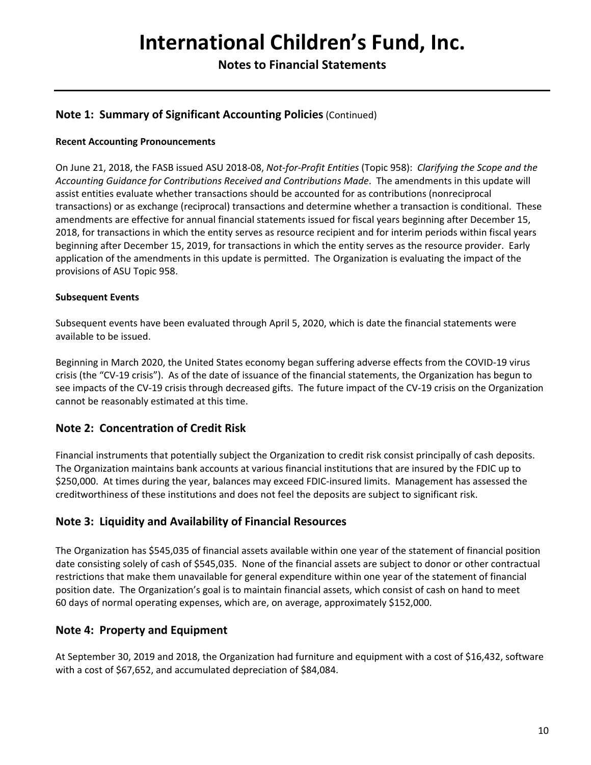# International Children's Fund, Inc.

## Notes to Financial Statements

## Note 1: Summary of Significant Accounting Policies (Continued)

**Recent Accounting Pronouncements**

On June 21, 2018, the FASB issued ASU 2018-08, *Not-for-Profit Entities* (Topic 958): *Clarifying the Scope and the Accounting Guidance for Contributions Received and Contributions Made*. The amendments in this update will assist entities evaluate whether transactions should be accounted for as contributions (nonreciprocal transactions) or as exchange (reciprocal) transactions and determine whether a transaction is conditional. These amendments are effective for annual financial statements issued for fiscal years beginning after December 15, 2018, for transactions in which the entity serves as resource recipient and for interim periods within fiscal years beginning after December 15, 2019, for transactions in which the entity serves as the resource provider. Early application of the amendments in this update is permitted. The Organization is evaluating the impact of the provisions of ASU Topic 958.

**Subsequent Events**

Subsequent events have been evaluated through April 5, 2020, which is date the financial statements were available to be issued.

Beginning in March 2020, the United States economy began suffering adverse effects from the COVID-19 virus crisis (the "CV-19 crisis"). As of the date of issuance of the financial statements, the Organization has begun to see impacts of the CV-19 crisis through decreased gifts. The future impact of the CV-19 crisis on the Organization cannot be reasonably estimated at this time.

## Note 2: Concentration of Credit Risk

Financial instruments that potentially subject the Organization to credit risk consist principally of cash deposits. The Organization maintains bank accounts at various financial institutions that are insured by the FDIC up to $250,000. At times during the year, balances may exceed FDIC-insured limits. Management has assessed the creditworthiness of these institutions and does not feel the deposits are subject to significant risk.

## Note 3: Liquidity and Availability of Financial Resources

The Organization has $545,035 of financial assets available within one year of the statement of financial position date consisting solely of cash of $545,035. None of the financial assets are subject to donor or other contractual restrictions that make them unavailable for general expenditure within one year of the statement of financial position date. The Organization's goal is to maintain financial assets, which consist of cash on hand to meet 60 days of normal operating expenses, which are, on average, approximately $152,000.

## Note 4: Property and Equipment

At September 30, 2019 and 2018, the Organization had furniture and equipment with a cost of $16,432, software with a cost of $67,652, and accumulated depreciation of $84,084.